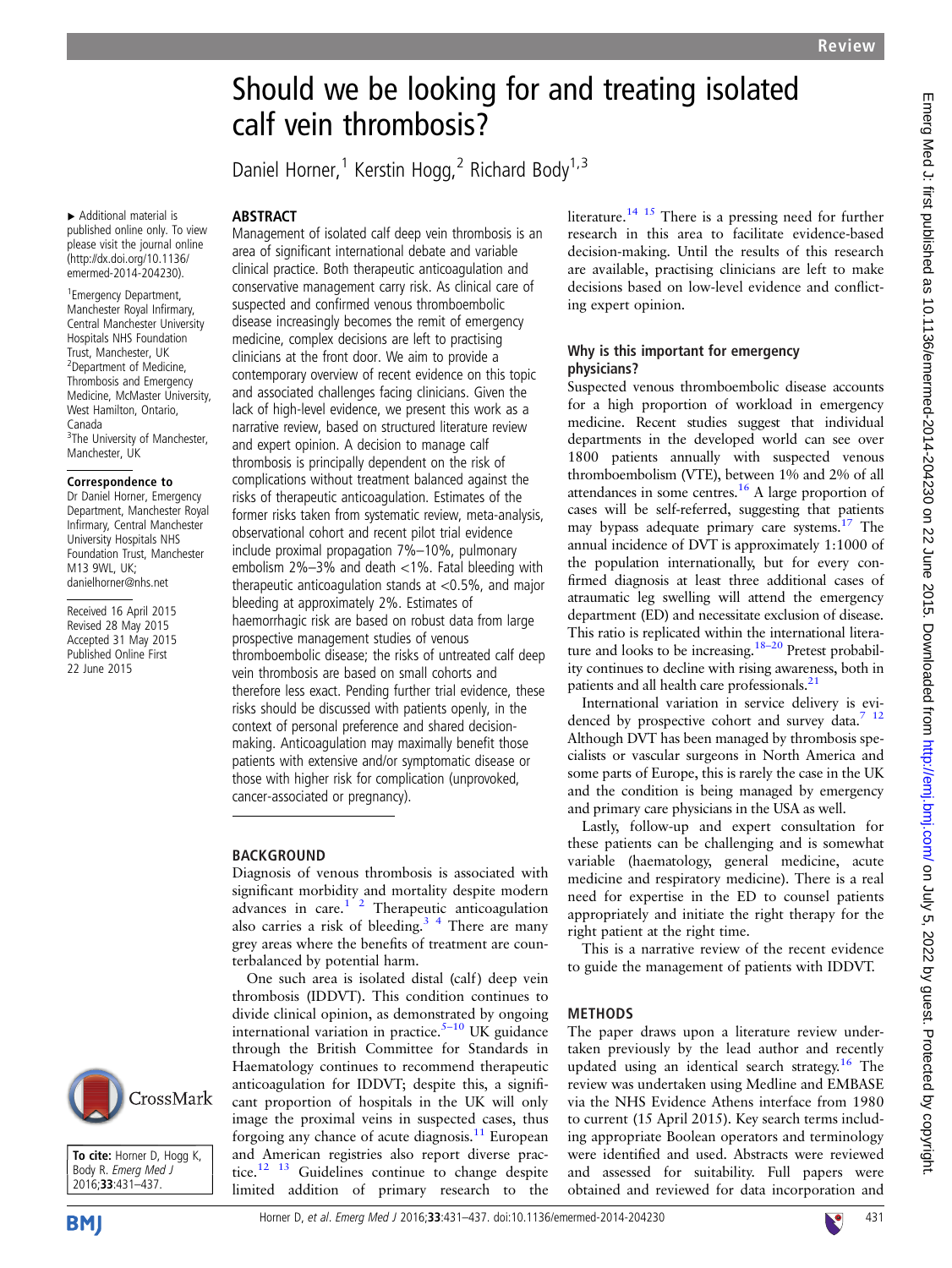# Should we be looking for and treating isolated calf vein thrombosis?

Daniel Horner,[1] Kerstin Hogg,[2] Richard Body[1,3]

▸ Additional material is published online only. To view please visit the journal online (http://dx.doi.org/10.1136/emermed-2014-204230).

[1]Emergency Department, Manchester Royal Infirmary, Central Manchester University Hospitals NHS Foundation Trust, Manchester, UK
[2]Department of Medicine, Thrombosis and Emergency Medicine, McMaster University, West Hamilton, Ontario, Canada
[3]The University of Manchester, Manchester, UK

**Correspondence to**
Dr Daniel Horner, Emergency Department, Manchester Royal Infirmary, Central Manchester University Hospitals NHS Foundation Trust, Manchester M13 9WL, UK; danielhorner@nhs.net

Received 16 April 2015
Revised 28 May 2015
Accepted 31 May 2015
Published Online First 22 June 2015

**To cite:** Horner D, Hogg K, Body R. *Emerg Med J* 2016;**33**:431–437.

## ABSTRACT

Management of isolated calf deep vein thrombosis is an area of significant international debate and variable clinical practice. Both therapeutic anticoagulation and conservative management carry risk. As clinical care of suspected and confirmed venous thromboembolic disease increasingly becomes the remit of emergency medicine, complex decisions are left to practising clinicians at the front door. We aim to provide a contemporary overview of recent evidence on this topic and associated challenges facing clinicians. Given the lack of high-level evidence, we present this work as a narrative review, based on structured literature review and expert opinion. A decision to manage calf thrombosis is principally dependent on the risk of complications without treatment balanced against the risks of therapeutic anticoagulation. Estimates of the former risks taken from systematic review, meta-analysis, observational cohort and recent pilot trial evidence include proximal propagation 7%–10%, pulmonary embolism 2%–3% and death <1%. Fatal bleeding with therapeutic anticoagulation stands at <0.5%, and major bleeding at approximately 2%. Estimates of haemorrhagic risk are based on robust data from large prospective management studies of venous thromboembolic disease; the risks of untreated calf deep vein thrombosis are based on small cohorts and therefore less exact. Pending further trial evidence, these risks should be discussed with patients openly, in the context of personal preference and shared decision-making. Anticoagulation may maximally benefit those patients with extensive and/or symptomatic disease or those with higher risk for complication (unprovoked, cancer-associated or pregnancy).

## BACKGROUND

Diagnosis of venous thrombosis is associated with significant morbidity and mortality despite modern advances in care.[1,2] Therapeutic anticoagulation also carries a risk of bleeding.[3,4] There are many grey areas where the benefits of treatment are counterbalanced by potential harm.

One such area is isolated distal (calf) deep vein thrombosis (IDDVT). This condition continues to divide clinical opinion, as demonstrated by ongoing international variation in practice.[5–10] UK guidance through the British Committee for Standards in Haematology continues to recommend therapeutic anticoagulation for IDDVT; despite this, a significant proportion of hospitals in the UK will only image the proximal veins in suspected cases, thus forgoing any chance of acute diagnosis.[11] European and American registries also report diverse practice.[12,13] Guidelines continue to change despite limited addition of primary research to the literature.[14,15] There is a pressing need for further research in this area to facilitate evidence-based decision-making. Until the results of this research are available, practising clinicians are left to make decisions based on low-level evidence and conflicting expert opinion.

### Why is this important for emergency physicians?

Suspected venous thromboembolic disease accounts for a high proportion of workload in emergency medicine. Recent studies suggest that individual departments in the developed world can see over 1800 patients annually with suspected venous thromboembolism (VTE), between 1% and 2% of all attendances in some centres.[16] A large proportion of cases will be self-referred, suggesting that patients may bypass adequate primary care systems.[17] The annual incidence of DVT is approximately 1:1000 of the population internationally, but for every confirmed diagnosis at least three additional cases of atraumatic leg swelling will attend the emergency department (ED) and necessitate exclusion of disease. This ratio is replicated within the international literature and looks to be increasing.[18–20] Pretest probability continues to decline with rising awareness, both in patients and all health care professionals.[21]

International variation in service delivery is evidenced by prospective cohort and survey data.[7,12] Although DVT has been managed by thrombosis specialists or vascular surgeons in North America and some parts of Europe, this is rarely the case in the UK and the condition is being managed by emergency and primary care physicians in the USA as well.

Lastly, follow-up and expert consultation for these patients can be challenging and is somewhat variable (haematology, general medicine, acute medicine and respiratory medicine). There is a real need for expertise in the ED to counsel patients appropriately and initiate the right therapy for the right patient at the right time.

This is a narrative review of the recent evidence to guide the management of patients with IDDVT.

## METHODS

The paper draws upon a literature review undertaken previously by the lead author and recently updated using an identical search strategy.[16] The review was undertaken using Medline and EMBASE via the NHS Evidence Athens interface from 1980 to current (15 April 2015). Key search terms including appropriate Boolean operators and terminology were identified and used. Abstracts were reviewed and assessed for suitability. Full papers were obtained and reviewed for data incorporation and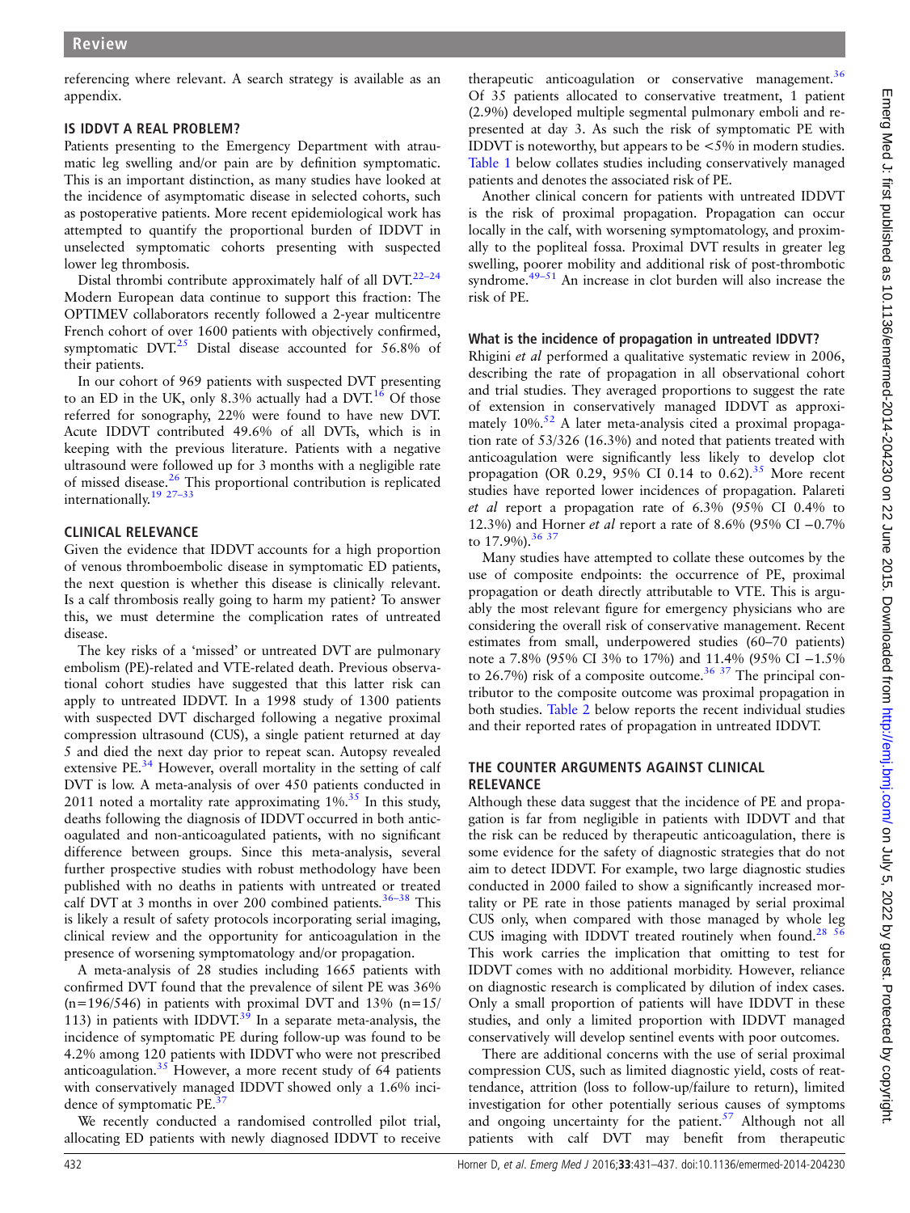referencing where relevant. A search strategy is available as an appendix.

## IS IDDVT A REAL PROBLEM?

Patients presenting to the Emergency Department with atraumatic leg swelling and/or pain are by definition symptomatic. This is an important distinction, as many studies have looked at the incidence of asymptomatic disease in selected cohorts, such as postoperative patients. More recent epidemiological work has attempted to quantify the proportional burden of IDDVT in unselected symptomatic cohorts presenting with suspected lower leg thrombosis.

Distal thrombi contribute approximately half of all DVT.[22–24] Modern European data continue to support this fraction: The OPTIMEV collaborators recently followed a 2-year multicentre French cohort of over 1600 patients with objectively confirmed, symptomatic DVT.[25] Distal disease accounted for 56.8% of their patients.

In our cohort of 969 patients with suspected DVT presenting to an ED in the UK, only 8.3% actually had a DVT.[16] Of those referred for sonography, 22% were found to have new DVT. Acute IDDVT contributed 49.6% of all DVTs, which is in keeping with the previous literature. Patients with a negative ultrasound were followed up for 3 months with a negligible rate of missed disease.[26] This proportional contribution is replicated internationally.[19 27–33]

## CLINICAL RELEVANCE

Given the evidence that IDDVT accounts for a high proportion of venous thromboembolic disease in symptomatic ED patients, the next question is whether this disease is clinically relevant. Is a calf thrombosis really going to harm my patient? To answer this, we must determine the complication rates of untreated disease.

The key risks of a 'missed' or untreated DVT are pulmonary embolism (PE)-related and VTE-related death. Previous observational cohort studies have suggested that this latter risk can apply to untreated IDDVT. In a 1998 study of 1300 patients with suspected DVT discharged following a negative proximal compression ultrasound (CUS), a single patient returned at day 5 and died the next day prior to repeat scan. Autopsy revealed extensive PE.[34] However, overall mortality in the setting of calf DVT is low. A meta-analysis of over 450 patients conducted in 2011 noted a mortality rate approximating 1%.[35] In this study, deaths following the diagnosis of IDDVT occurred in both anticoagulated and non-anticoagulated patients, with no significant difference between groups. Since this meta-analysis, several further prospective studies with robust methodology have been published with no deaths in patients with untreated or treated calf DVT at 3 months in over 200 combined patients.[36–38] This is likely a result of safety protocols incorporating serial imaging, clinical review and the opportunity for anticoagulation in the presence of worsening symptomatology and/or propagation.

A meta-analysis of 28 studies including 1665 patients with confirmed DVT found that the prevalence of silent PE was 36% (n=196/546) in patients with proximal DVT and 13% (n=15/113) in patients with IDDVT.[39] In a separate meta-analysis, the incidence of symptomatic PE during follow-up was found to be 4.2% among 120 patients with IDDVT who were not prescribed anticoagulation.[35] However, a more recent study of 64 patients with conservatively managed IDDVT showed only a 1.6% incidence of symptomatic PE.[37]

We recently conducted a randomised controlled pilot trial, allocating ED patients with newly diagnosed IDDVT to receive therapeutic anticoagulation or conservative management.[36] Of 35 patients allocated to conservative treatment, 1 patient (2.9%) developed multiple segmental pulmonary emboli and represented at day 3. As such the risk of symptomatic PE with IDDVT is noteworthy, but appears to be <5% in modern studies. Table 1 below collates studies including conservatively managed patients and denotes the associated risk of PE.

Another clinical concern for patients with untreated IDDVT is the risk of proximal propagation. Propagation can occur locally in the calf, with worsening symptomatology, and proximally to the popliteal fossa. Proximal DVT results in greater leg swelling, poorer mobility and additional risk of post-thrombotic syndrome.[49–51] An increase in clot burden will also increase the risk of PE.

### What is the incidence of propagation in untreated IDDVT?

Rhigini *et al* performed a qualitative systematic review in 2006, describing the rate of propagation in all observational cohort and trial studies. They averaged proportions to suggest the rate of extension in conservatively managed IDDVT as approximately 10%.[52] A later meta-analysis cited a proximal propagation rate of 53/326 (16.3%) and noted that patients treated with anticoagulation were significantly less likely to develop clot propagation (OR 0.29, 95% CI 0.14 to 0.62).[35] More recent studies have reported lower incidences of propagation. Palareti *et al* report a propagation rate of 6.3% (95% CI 0.4% to 12.3%) and Horner *et al* report a rate of 8.6% (95% CI −0.7% to 17.9%).[36 37]

Many studies have attempted to collate these outcomes by the use of composite endpoints: the occurrence of PE, proximal propagation or death directly attributable to VTE. This is arguably the most relevant figure for emergency physicians who are considering the overall risk of conservative management. Recent estimates from small, underpowered studies (60–70 patients) note a 7.8% (95% CI 3% to 17%) and 11.4% (95% CI −1.5% to 26.7%) risk of a composite outcome.[36 37] The principal contributor to the composite outcome was proximal propagation in both studies. Table 2 below reports the recent individual studies and their reported rates of propagation in untreated IDDVT.

## THE COUNTER ARGUMENTS AGAINST CLINICAL RELEVANCE

Although these data suggest that the incidence of PE and propagation is far from negligible in patients with IDDVT and that the risk can be reduced by therapeutic anticoagulation, there is some evidence for the safety of diagnostic strategies that do not aim to detect IDDVT. For example, two large diagnostic studies conducted in 2000 failed to show a significantly increased mortality or PE rate in those patients managed by serial proximal CUS only, when compared with those managed by whole leg CUS imaging with IDDVT treated routinely when found.[28 56] This work carries the implication that omitting to test for IDDVT comes with no additional morbidity. However, reliance on diagnostic research is complicated by dilution of index cases. Only a small proportion of patients will have IDDVT in these studies, and only a limited proportion with IDDVT managed conservatively will develop sentinel events with poor outcomes.

There are additional concerns with the use of serial proximal compression CUS, such as limited diagnostic yield, costs of reattendance, attrition (loss to follow-up/failure to return), limited investigation for other potentially serious causes of symptoms and ongoing uncertainty for the patient.[57] Although not all patients with calf DVT may benefit from therapeutic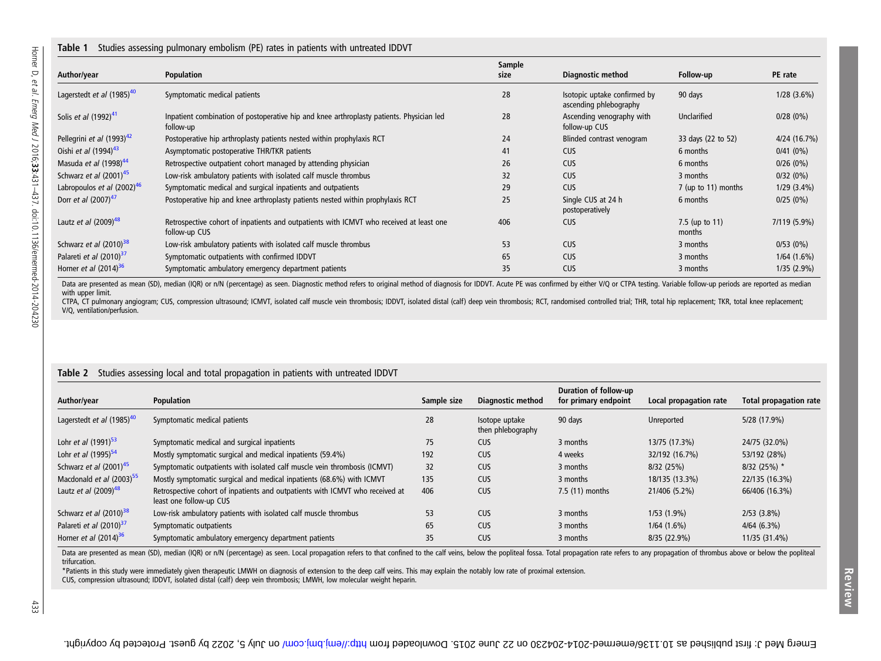**Table 1** Studies assessing pulmonary embolism (PE) rates in patients with untreated IDDVT

| Author/year | Population | Sample size | Diagnostic method | Follow-up | PE rate |
|---|---|---|---|---|---|
| Lagerstedt *et al* (1985)[40] | Symptomatic medical patients | 28 | Isotopic uptake confirmed by ascending phlebography | 90 days | 1/28 (3.6%) |
| Solis *et al* (1992)[41] | Inpatient combination of postoperative hip and knee arthroplasty patients. Physician led follow-up | 28 | Ascending venography with follow-up CUS | Unclarified | 0/28 (0%) |
| Pellegrini *et al* (1993)[42] | Postoperative hip arthroplasty patients nested within prophylaxis RCT | 24 | Blinded contrast venogram | 33 days (22 to 52) | 4/24 (16.7%) |
| Oishi *et al* (1994)[43] | Asymptomatic postoperative THR/TKR patients | 41 | CUS | 6 months | 0/41 (0%) |
| Masuda *et al* (1998)[44] | Retrospective outpatient cohort managed by attending physician | 26 | CUS | 6 months | 0/26 (0%) |
| Schwarz *et al* (2001)[45] | Low-risk ambulatory patients with isolated calf muscle thrombus | 32 | CUS | 3 months | 0/32 (0%) |
| Labropoulos *et al* (2002)[46] | Symptomatic medical and surgical inpatients and outpatients | 29 | CUS | 7 (up to 11) months | 1/29 (3.4%) |
| Dorr *et al* (2007)[47] | Postoperative hip and knee arthroplasty patients nested within prophylaxis RCT | 25 | Single CUS at 24 h postoperatively | 6 months | 0/25 (0%) |
| Lautz *et al* (2009)[48] | Retrospective cohort of inpatients and outpatients with ICMVT who received at least one follow-up CUS | 406 | CUS | 7.5 (up to 11) months | 7/119 (5.9%) |
| Schwarz *et al* (2010)[38] | Low-risk ambulatory patients with isolated calf muscle thrombus | 53 | CUS | 3 months | 0/53 (0%) |
| Palareti *et al* (2010)[37] | Symptomatic outpatients with confirmed IDDVT | 65 | CUS | 3 months | 1/64 (1.6%) |
| Horner *et al* (2014)[36] | Symptomatic ambulatory emergency department patients | 35 | CUS | 3 months | 1/35 (2.9%) |

Data are presented as mean (SD), median (IQR) or n/N (percentage) as seen. Diagnostic method refers to original method of diagnosis for IDDVT. Acute PE was confirmed by either V/Q or CTPA testing. Variable follow-up periods are reported as median with upper limit.
CTPA, CT pulmonary angiogram; CUS, compression ultrasound; ICMVT, isolated calf muscle vein thrombosis; IDDVT, isolated distal (calf) deep vein thrombosis; RCT, randomised controlled trial; THR, total hip replacement; TKR, total knee replacement; V/Q, ventilation/perfusion.

**Table 2** Studies assessing local and total propagation in patients with untreated IDDVT

| Author/year | Population | Sample size | Diagnostic method | Duration of follow-up for primary endpoint | Local propagation rate | Total propagation rate |
|---|---|---|---|---|---|---|
| Lagerstedt *et al* (1985)[40] | Symptomatic medical patients | 28 | Isotope uptake then phlebography | 90 days | Unreported | 5/28 (17.9%) |
| Lohr *et al* (1991)[53] | Symptomatic medical and surgical inpatients | 75 | CUS | 3 months | 13/75 (17.3%) | 24/75 (32.0%) |
| Lohr *et al* (1995)[54] | Mostly symptomatic surgical and medical inpatients (59.4%) | 192 | CUS | 4 weeks | 32/192 (16.7%) | 53/192 (28%) |
| Schwarz *et al* (2001)[45] | Symptomatic outpatients with isolated calf muscle vein thrombosis (ICMVT) | 32 | CUS | 3 months | 8/32 (25%) | 8/32 (25%) * |
| Macdonald *et al* (2003)[55] | Mostly symptomatic surgical and medical inpatients (68.6%) with ICMVT | 135 | CUS | 3 months | 18/135 (13.3%) | 22/135 (16.3%) |
| Lautz *et al* (2009)[48] | Retrospective cohort of inpatients and outpatients with ICMVT who received at least one follow-up CUS | 406 | CUS | 7.5 (11) months | 21/406 (5.2%) | 66/406 (16.3%) |
| Schwarz *et al* (2010)[38] | Low-risk ambulatory patients with isolated calf muscle thrombus | 53 | CUS | 3 months | 1/53 (1.9%) | 2/53 (3.8%) |
| Palareti *et al* (2010)[37] | Symptomatic outpatients | 65 | CUS | 3 months | 1/64 (1.6%) | 4/64 (6.3%) |
| Horner *et al* (2014)[36] | Symptomatic ambulatory emergency department patients | 35 | CUS | 3 months | 8/35 (22.9%) | 11/35 (31.4%) |

Data are presented as mean (SD), median (IQR) or n/N (percentage) as seen. Local propagation refers to that confined to the calf veins, below the popliteal fossa. Total propagation rate refers to any propagation of thrombus above or below the popliteal trifurcation.
*Patients in this study were immediately given therapeutic LMWH on diagnosis of extension to the deep calf veins. This may explain the notably low rate of proximal extension.
CUS, compression ultrasound; IDDVT, isolated distal (calf) deep vein thrombosis; LMWH, low molecular weight heparin.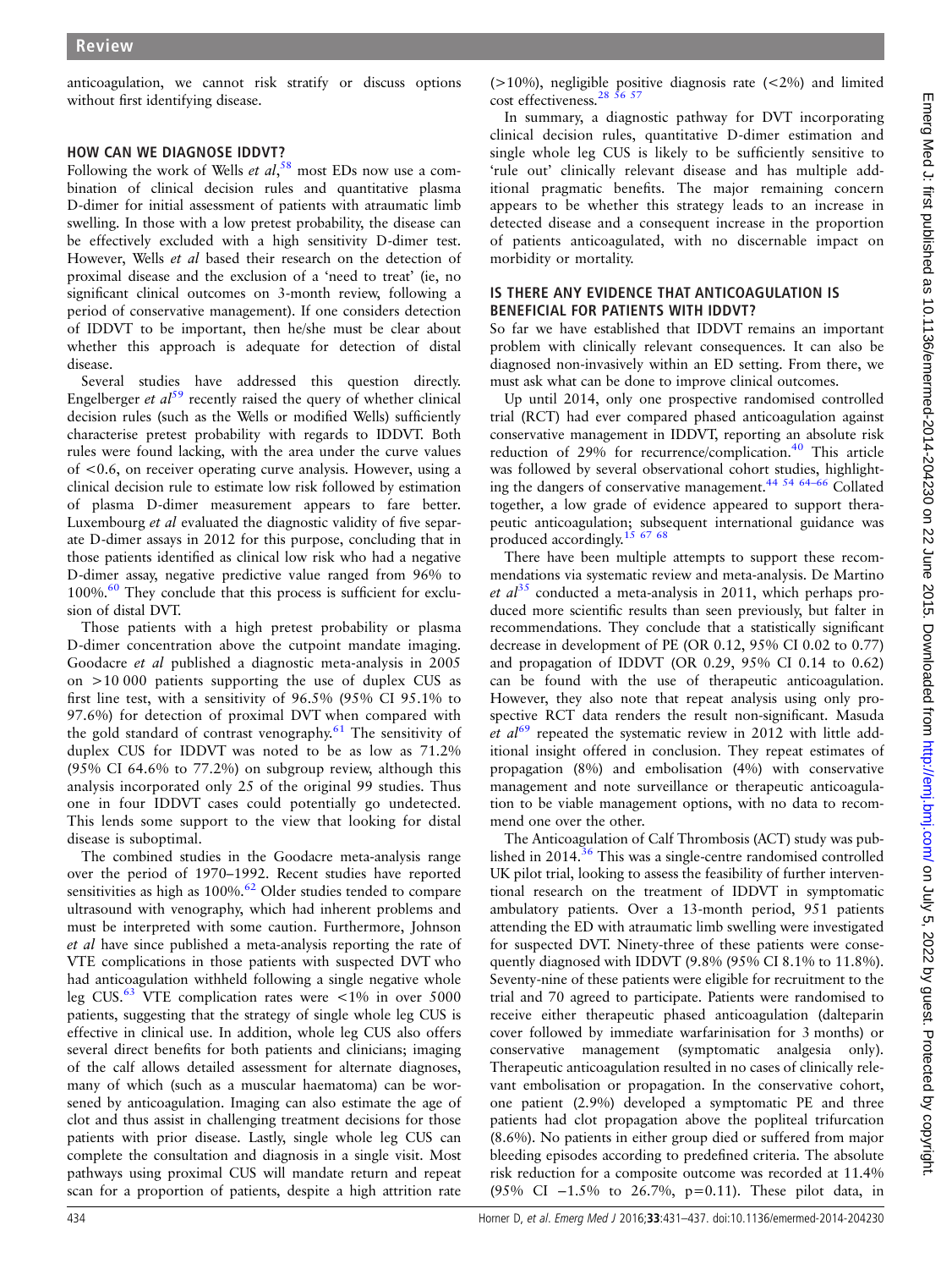anticoagulation, we cannot risk stratify or discuss options without first identifying disease.

## HOW CAN WE DIAGNOSE IDDVT?

Following the work of Wells *et al*,[58] most EDs now use a combination of clinical decision rules and quantitative plasma D-dimer for initial assessment of patients with atraumatic limb swelling. In those with a low pretest probability, the disease can be effectively excluded with a high sensitivity D-dimer test. However, Wells *et al* based their research on the detection of proximal disease and the exclusion of a 'need to treat' (ie, no significant clinical outcomes on 3-month review, following a period of conservative management). If one considers detection of IDDVT to be important, then he/she must be clear about whether this approach is adequate for detection of distal disease.

Several studies have addressed this question directly. Engelberger *et al*[59] recently raised the query of whether clinical decision rules (such as the Wells or modified Wells) sufficiently characterise pretest probability with regards to IDDVT. Both rules were found lacking, with the area under the curve values of <0.6, on receiver operating curve analysis. However, using a clinical decision rule to estimate low risk followed by estimation of plasma D-dimer measurement appears to fare better. Luxembourg *et al* evaluated the diagnostic validity of five separate D-dimer assays in 2012 for this purpose, concluding that in those patients identified as clinical low risk who had a negative D-dimer assay, negative predictive value ranged from 96% to 100%.[60] They conclude that this process is sufficient for exclusion of distal DVT.

Those patients with a high pretest probability or plasma D-dimer concentration above the cutpoint mandate imaging. Goodacre *et al* published a diagnostic meta-analysis in 2005 on >10 000 patients supporting the use of duplex CUS as first line test, with a sensitivity of 96.5% (95% CI 95.1% to 97.6%) for detection of proximal DVT when compared with the gold standard of contrast venography.[61] The sensitivity of duplex CUS for IDDVT was noted to be as low as 71.2% (95% CI 64.6% to 77.2%) on subgroup review, although this analysis incorporated only 25 of the original 99 studies. Thus one in four IDDVT cases could potentially go undetected. This lends some support to the view that looking for distal disease is suboptimal.

The combined studies in the Goodacre meta-analysis range over the period of 1970–1992. Recent studies have reported sensitivities as high as 100%.[62] Older studies tended to compare ultrasound with venography, which had inherent problems and must be interpreted with some caution. Furthermore, Johnson *et al* have since published a meta-analysis reporting the rate of VTE complications in those patients with suspected DVT who had anticoagulation withheld following a single negative whole leg CUS.[63] VTE complication rates were <1% in over 5000 patients, suggesting that the strategy of single whole leg CUS is effective in clinical use. In addition, whole leg CUS also offers several direct benefits for both patients and clinicians; imaging of the calf allows detailed assessment for alternate diagnoses, many of which (such as a muscular haematoma) can be worsened by anticoagulation. Imaging can also estimate the age of clot and thus assist in challenging treatment decisions for those patients with prior disease. Lastly, single whole leg CUS can complete the consultation and diagnosis in a single visit. Most pathways using proximal CUS will mandate return and repeat scan for a proportion of patients, despite a high attrition rate (>10%), negligible positive diagnosis rate (<2%) and limited cost effectiveness.[28 56 57]

In summary, a diagnostic pathway for DVT incorporating clinical decision rules, quantitative D-dimer estimation and single whole leg CUS is likely to be sufficiently sensitive to 'rule out' clinically relevant disease and has multiple additional pragmatic benefits. The major remaining concern appears to be whether this strategy leads to an increase in detected disease and a consequent increase in the proportion of patients anticoagulated, with no discernable impact on morbidity or mortality.

## IS THERE ANY EVIDENCE THAT ANTICOAGULATION IS BENEFICIAL FOR PATIENTS WITH IDDVT?

So far we have established that IDDVT remains an important problem with clinically relevant consequences. It can also be diagnosed non-invasively within an ED setting. From there, we must ask what can be done to improve clinical outcomes.

Up until 2014, only one prospective randomised controlled trial (RCT) had ever compared phased anticoagulation against conservative management in IDDVT, reporting an absolute risk reduction of 29% for recurrence/complication.[40] This article was followed by several observational cohort studies, highlighting the dangers of conservative management.[44 54 64–66] Collated together, a low grade of evidence appeared to support therapeutic anticoagulation; subsequent international guidance was produced accordingly.[15 67 68]

There have been multiple attempts to support these recommendations via systematic review and meta-analysis. De Martino *et al*[35] conducted a meta-analysis in 2011, which perhaps produced more scientific results than seen previously, but falter in recommendations. They conclude that a statistically significant decrease in development of PE (OR 0.12, 95% CI 0.02 to 0.77) and propagation of IDDVT (OR 0.29, 95% CI 0.14 to 0.62) can be found with the use of therapeutic anticoagulation. However, they also note that repeat analysis using only prospective RCT data renders the result non-significant. Masuda *et al*[69] repeated the systematic review in 2012 with little additional insight offered in conclusion. They repeat estimates of propagation (8%) and embolisation (4%) with conservative management and note surveillance or therapeutic anticoagulation to be viable management options, with no data to recommend one over the other.

The Anticoagulation of Calf Thrombosis (ACT) study was published in 2014.[36] This was a single-centre randomised controlled UK pilot trial, looking to assess the feasibility of further interventional research on the treatment of IDDVT in symptomatic ambulatory patients. Over a 13-month period, 951 patients attending the ED with atraumatic limb swelling were investigated for suspected DVT. Ninety-three of these patients were consequently diagnosed with IDDVT (9.8% (95% CI 8.1% to 11.8%). Seventy-nine of these patients were eligible for recruitment to the trial and 70 agreed to participate. Patients were randomised to receive either therapeutic phased anticoagulation (dalteparin cover followed by immediate warfarinisation for 3 months) or conservative management (symptomatic analgesia only). Therapeutic anticoagulation resulted in no cases of clinically relevant embolisation or propagation. In the conservative cohort, one patient (2.9%) developed a symptomatic PE and three patients had clot propagation above the popliteal trifurcation (8.6%). No patients in either group died or suffered from major bleeding episodes according to predefined criteria. The absolute risk reduction for a composite outcome was recorded at 11.4% (95% CI −1.5% to 26.7%, p=0.11). These pilot data, in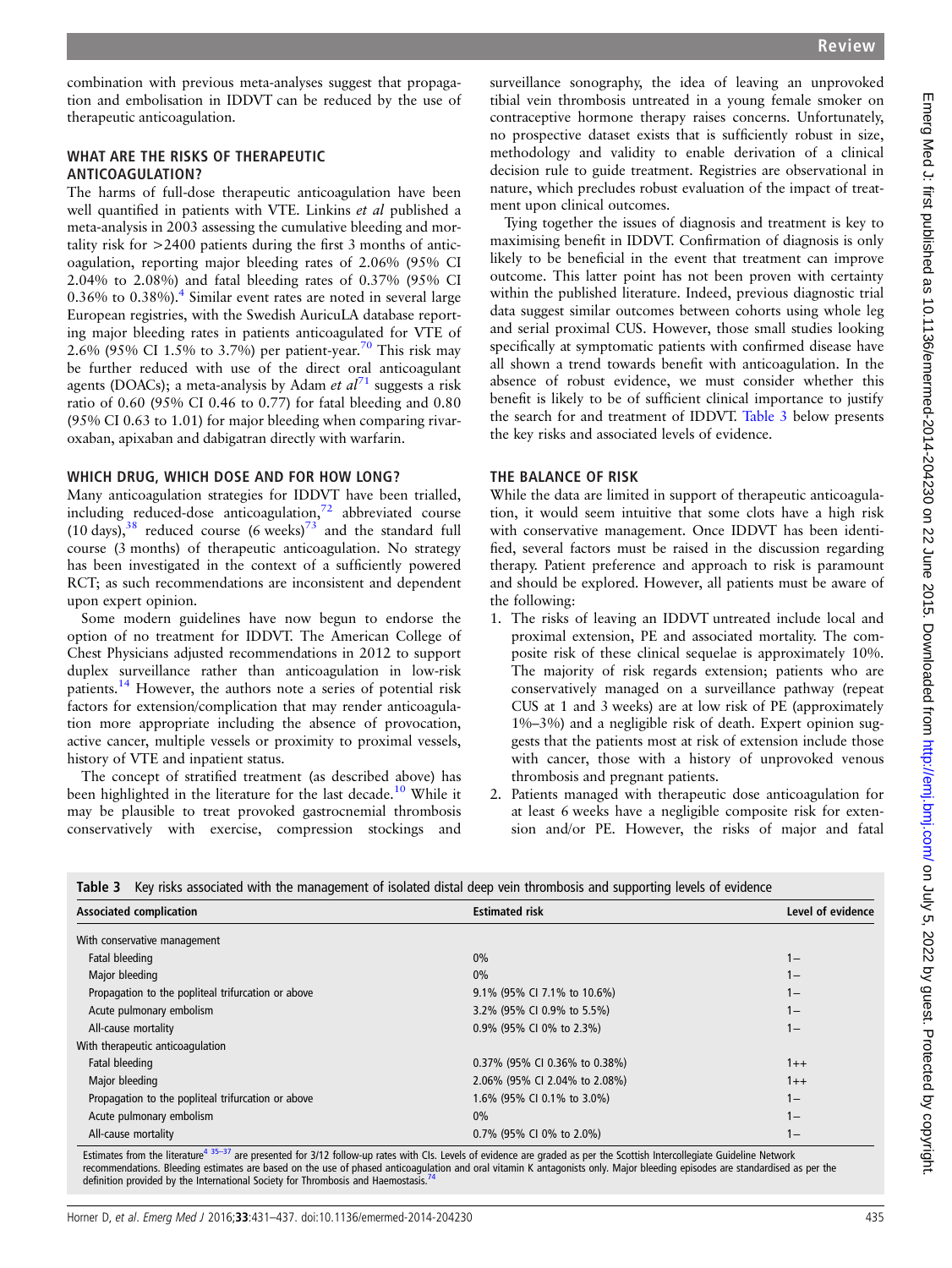combination with previous meta-analyses suggest that propagation and embolisation in IDDVT can be reduced by the use of therapeutic anticoagulation.

## WHAT ARE THE RISKS OF THERAPEUTIC ANTICOAGULATION?

The harms of full-dose therapeutic anticoagulation have been well quantified in patients with VTE. Linkins *et al* published a meta-analysis in 2003 assessing the cumulative bleeding and mortality risk for >2400 patients during the first 3 months of anticoagulation, reporting major bleeding rates of 2.06% (95% CI 2.04% to 2.08%) and fatal bleeding rates of 0.37% (95% CI 0.36% to 0.38%).[4] Similar event rates are noted in several large European registries, with the Swedish AuricuLA database reporting major bleeding rates in patients anticoagulated for VTE of 2.6% (95% CI 1.5% to 3.7%) per patient-year.[70] This risk may be further reduced with use of the direct oral anticoagulant agents (DOACs); a meta-analysis by Adam *et al*[71] suggests a risk ratio of 0.60 (95% CI 0.46 to 0.77) for fatal bleeding and 0.80 (95% CI 0.63 to 1.01) for major bleeding when comparing rivaroxaban, apixaban and dabigatran directly with warfarin.

## WHICH DRUG, WHICH DOSE AND FOR HOW LONG?

Many anticoagulation strategies for IDDVT have been trialled, including reduced-dose anticoagulation,[72] abbreviated course (10 days),[38] reduced course (6 weeks)[73] and the standard full course (3 months) of therapeutic anticoagulation. No strategy has been investigated in the context of a sufficiently powered RCT; as such recommendations are inconsistent and dependent upon expert opinion.

Some modern guidelines have now begun to endorse the option of no treatment for IDDVT. The American College of Chest Physicians adjusted recommendations in 2012 to support duplex surveillance rather than anticoagulation in low-risk patients.[14] However, the authors note a series of potential risk factors for extension/complication that may render anticoagulation more appropriate including the absence of provocation, active cancer, multiple vessels or proximity to proximal vessels, history of VTE and inpatient status.

The concept of stratified treatment (as described above) has been highlighted in the literature for the last decade.[10] While it may be plausible to treat provoked gastrocnemial thrombosis conservatively with exercise, compression stockings and surveillance sonography, the idea of leaving an unprovoked tibial vein thrombosis untreated in a young female smoker on contraceptive hormone therapy raises concerns. Unfortunately, no prospective dataset exists that is sufficiently robust in size, methodology and validity to enable derivation of a clinical decision rule to guide treatment. Registries are observational in nature, which precludes robust evaluation of the impact of treatment upon clinical outcomes.

Tying together the issues of diagnosis and treatment is key to maximising benefit in IDDVT. Confirmation of diagnosis is only likely to be beneficial in the event that treatment can improve outcome. This latter point has not been proven with certainty within the published literature. Indeed, previous diagnostic trial data suggest similar outcomes between cohorts using whole leg and serial proximal CUS. However, those small studies looking specifically at symptomatic patients with confirmed disease have all shown a trend towards benefit with anticoagulation. In the absence of robust evidence, we must consider whether this benefit is likely to be of sufficient clinical importance to justify the search for and treatment of IDDVT. Table 3 below presents the key risks and associated levels of evidence.

## THE BALANCE OF RISK

While the data are limited in support of therapeutic anticoagulation, it would seem intuitive that some clots have a high risk with conservative management. Once IDDVT has been identified, several factors must be raised in the discussion regarding therapy. Patient preference and approach to risk is paramount and should be explored. However, all patients must be aware of the following:

1. The risks of leaving an IDDVT untreated include local and proximal extension, PE and associated mortality. The composite risk of these clinical sequelae is approximately 10%. The majority of risk regards extension; patients who are conservatively managed on a surveillance pathway (repeat CUS at 1 and 3 weeks) are at low risk of PE (approximately 1%–3%) and a negligible risk of death. Expert opinion suggests that the patients most at risk of extension include those with cancer, those with a history of unprovoked venous thrombosis and pregnant patients.
2. Patients managed with therapeutic dose anticoagulation for at least 6 weeks have a negligible composite risk for extension and/or PE. However, the risks of major and fatal

**Table 3** Key risks associated with the management of isolated distal deep vein thrombosis and supporting levels of evidence

| Associated complication | Estimated risk | Level of evidence |
|---|---|---|
| With conservative management | | |
| Fatal bleeding | 0% | 1− |
| Major bleeding | 0% | 1− |
| Propagation to the popliteal trifurcation or above | 9.1% (95% CI 7.1% to 10.6%) | 1− |
| Acute pulmonary embolism | 3.2% (95% CI 0.9% to 5.5%) | 1− |
| All-cause mortality | 0.9% (95% CI 0% to 2.3%) | 1− |
| With therapeutic anticoagulation | | |
| Fatal bleeding | 0.37% (95% CI 0.36% to 0.38%) | 1++ |
| Major bleeding | 2.06% (95% CI 2.04% to 2.08%) | 1++ |
| Propagation to the popliteal trifurcation or above | 1.6% (95% CI 0.1% to 3.0%) | 1− |
| Acute pulmonary embolism | 0% | 1− |
| All-cause mortality | 0.7% (95% CI 0% to 2.0%) | 1− |

Estimates from the literature[4 35–37] are presented for 3/12 follow-up rates with CIs. Levels of evidence are graded as per the Scottish Intercollegiate Guideline Network recommendations. Bleeding estimates are based on the use of phased anticoagulation and oral vitamin K antagonists only. Major bleeding episodes are standardised as per the definition provided by the International Society for Thrombosis and Haemostasis.[74]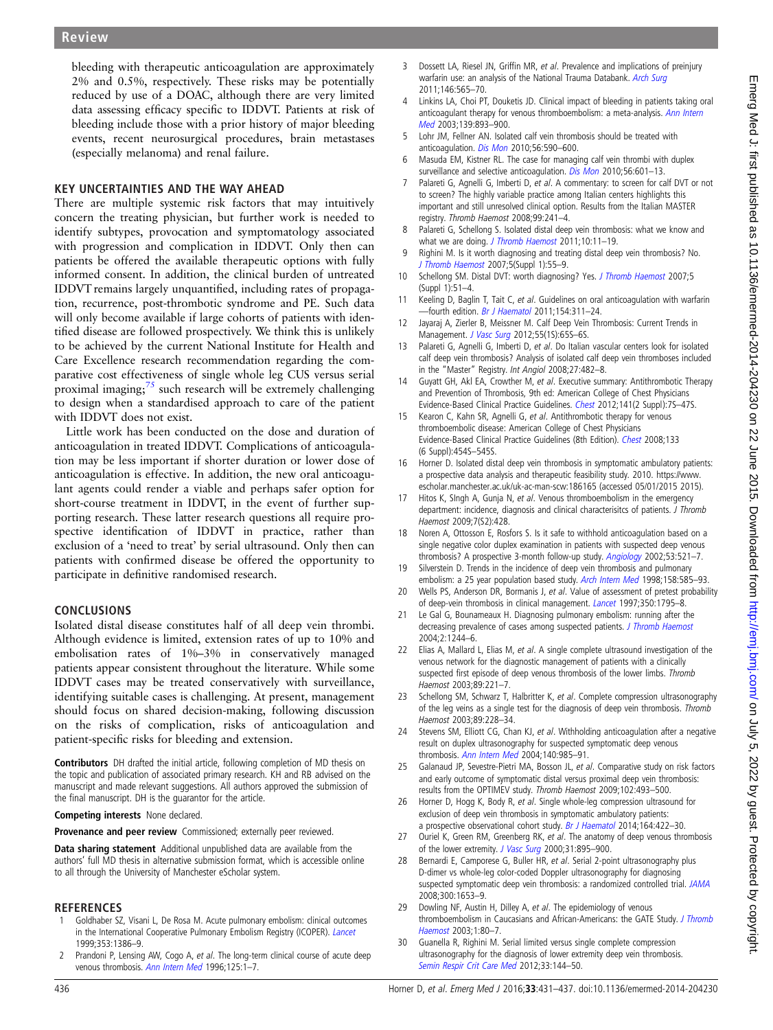bleeding with therapeutic anticoagulation are approximately 2% and 0.5%, respectively. These risks may be potentially reduced by use of a DOAC, although there are very limited data assessing efficacy specific to IDDVT. Patients at risk of bleeding include those with a prior history of major bleeding events, recent neurosurgical procedures, brain metastases (especially melanoma) and renal failure.

## KEY UNCERTAINTIES AND THE WAY AHEAD

There are multiple systemic risk factors that may intuitively concern the treating physician, but further work is needed to identify subtypes, provocation and symptomatology associated with progression and complication in IDDVT. Only then can patients be offered the available therapeutic options with fully informed consent. In addition, the clinical burden of untreated IDDVT remains largely unquantified, including rates of propagation, recurrence, post-thrombotic syndrome and PE. Such data will only become available if large cohorts of patients with identified disease are followed prospectively. We think this is unlikely to be achieved by the current National Institute for Health and Care Excellence research recommendation regarding the comparative cost effectiveness of single whole leg CUS versus serial proximal imaging;[75] such research will be extremely challenging to design when a standardised approach to care of the patient with IDDVT does not exist.

Little work has been conducted on the dose and duration of anticoagulation in treated IDDVT. Complications of anticoagulation may be less important if shorter duration or lower dose of anticoagulation is effective. In addition, the new oral anticoagulant agents could render a viable and perhaps safer option for short-course treatment in IDDVT, in the event of further supporting research. These latter research questions all require prospective identification of IDDVT in practice, rather than exclusion of a 'need to treat' by serial ultrasound. Only then can patients with confirmed disease be offered the opportunity to participate in definitive randomised research.

## CONCLUSIONS

Isolated distal disease constitutes half of all deep vein thrombi. Although evidence is limited, extension rates of up to 10% and embolisation rates of 1%–3% in conservatively managed patients appear consistent throughout the literature. While some IDDVT cases may be treated conservatively with surveillance, identifying suitable cases is challenging. At present, management should focus on shared decision-making, following discussion on the risks of complication, risks of anticoagulation and patient-specific risks for bleeding and extension.

**Contributors** DH drafted the initial article, following completion of MD thesis on the topic and publication of associated primary research. KH and RB advised on the manuscript and made relevant suggestions. All authors approved the submission of the final manuscript. DH is the guarantor for the article.

**Competing interests** None declared.

**Provenance and peer review** Commissioned; externally peer reviewed.

**Data sharing statement** Additional unpublished data are available from the authors' full MD thesis in alternative submission format, which is accessible online to all through the University of Manchester eScholar system.

## REFERENCES

1. Goldhaber SZ, Visani L, De Rosa M. Acute pulmonary embolism: clinical outcomes in the International Cooperative Pulmonary Embolism Registry (ICOPER). *Lancet* 1999;353:1386–9.
2. Prandoni P, Lensing AW, Cogo A, *et al*. The long-term clinical course of acute deep venous thrombosis. *Ann Intern Med* 1996;125:1–7.
3. Dossett LA, Riesel JN, Griffin MR, *et al*. Prevalence and implications of preinjury warfarin use: an analysis of the National Trauma Databank. *Arch Surg* 2011;146:565–70.
4. Linkins LA, Choi PT, Douketis JD. Clinical impact of bleeding in patients taking oral anticoagulant therapy for venous thromboembolism: a meta-analysis. *Ann Intern Med* 2003;139:893–900.
5. Lohr JM, Fellner AN. Isolated calf vein thrombosis should be treated with anticoagulation. *Dis Mon* 2010;56:590–600.
6. Masuda EM, Kistner RL. The case for managing calf vein thrombi with duplex surveillance and selective anticoagulation. *Dis Mon* 2010;56:601–13.
7. Palareti G, Agnelli G, Imberti D, *et al*. A commentary: to screen for calf DVT or not to screen? The highly variable practice among Italian centers highlights this important and still unresolved clinical option. Results from the Italian MASTER registry. *Thromb Haemost* 2008;99:241–4.
8. Palareti G, Schellong S. Isolated distal deep vein thrombosis: what we know and what we are doing. *J Thromb Haemost* 2011;10:11–19.
9. Righini M. Is it worth diagnosing and treating distal deep vein thrombosis? No. *J Thromb Haemost* 2007;5(Suppl 1):55–9.
10. Schellong SM. Distal DVT: worth diagnosing? Yes. *J Thromb Haemost* 2007;5 (Suppl 1):51–4.
11. Keeling D, Baglin T, Tait C, *et al*. Guidelines on oral anticoagulation with warfarin—fourth edition. *Br J Haematol* 2011;154:311–24.
12. Jayaraj A, Zierler B, Meissner M. Calf Deep Vein Thrombosis: Current Trends in Management. *J Vasc Surg* 2012;55(1S):65S–6S.
13. Palareti G, Agnelli G, Imberti D, *et al*. Do Italian vascular centers look for isolated calf deep vein thrombosis? Analysis of isolated calf deep vein thromboses included in the "Master" Registry. *Int Angiol* 2008;27:482–8.
14. Guyatt GH, Akl EA, Crowther M, *et al*. Executive summary: Antithrombotic Therapy and Prevention of Thrombosis, 9th ed: American College of Chest Physicians Evidence-Based Clinical Practice Guidelines. *Chest* 2012;141(2 Suppl):7S–47S.
15. Kearon C, Kahn SR, Agnelli G, *et al*. Antithrombotic therapy for venous thromboembolic disease: American College of Chest Physicians Evidence-Based Clinical Practice Guidelines (8th Edition). *Chest* 2008;133 (6 Suppl):454S–545S.
16. Horner D. Isolated distal deep vein thrombosis in symptomatic ambulatory patients: a prospective data analysis and therapeutic feasibility study. 2010. https://www.escholar.manchester.ac.uk/uk-ac-man-scw:186165 (accessed 05/01/2015 2015).
17. Hitos K, SIngh A, Gunja N, *et al*. Venous thromboembolism in the emergency department: incidence, diagnosis and clinical characterisitcs of patients. *J Thromb Haemost* 2009;7(S2):428.
18. Noren A, Ottosson E, Rosfors S. Is it safe to withhold anticoagulation based on a single negative color duplex examination in patients with suspected deep venous thrombosis? A prospective 3-month follow-up study. *Angiology* 2002;53:521–7.
19. Silverstein D. Trends in the incidence of deep vein thrombosis and pulmonary embolism: a 25 year population based study. *Arch Intern Med* 1998;158:585–93.
20. Wells PS, Anderson DR, Bormanis J, *et al*. Value of assessment of pretest probability of deep-vein thrombosis in clinical management. *Lancet* 1997;350:1795–8.
21. Le Gal G, Bounameaux H. Diagnosing pulmonary embolism: running after the decreasing prevalence of cases among suspected patients. *J Thromb Haemost* 2004;2:1244–6.
22. Elias A, Mallard L, Elias M, *et al*. A single complete ultrasound investigation of the venous network for the diagnostic management of patients with a clinically suspected first episode of deep venous thrombosis of the lower limbs. *Thromb Haemost* 2003;89:221–7.
23. Schellong SM, Schwarz T, Halbritter K, *et al*. Complete compression ultrasonography of the leg veins as a single test for the diagnosis of deep vein thrombosis. *Thromb Haemost* 2003;89:228–34.
24. Stevens SM, Elliott CG, Chan KJ, *et al*. Withholding anticoagulation after a negative result on duplex ultrasonography for suspected symptomatic deep venous thrombosis. *Ann Intern Med* 2004;140:985–91.
25. Galanaud JP, Sevestre-Pietri MA, Bosson JL, *et al*. Comparative study on risk factors and early outcome of symptomatic distal versus proximal deep vein thrombosis: results from the OPTIMEV study. *Thromb Haemost* 2009;102:493–500.
26. Horner D, Hogg K, Body R, *et al*. Single whole-leg compression ultrasound for exclusion of deep vein thrombosis in symptomatic ambulatory patients: a prospective observational cohort study. *Br J Haematol* 2014;164:422–30.
27. Ouriel K, Green RM, Greenberg RK, *et al*. The anatomy of deep venous thrombosis of the lower extremity. *J Vasc Surg* 2000;31:895–900.
28. Bernardi E, Camporese G, Buller HR, *et al*. Serial 2-point ultrasonography plus D-dimer vs whole-leg color-coded Doppler ultrasonography for diagnosing suspected symptomatic deep vein thrombosis: a randomized controlled trial. *JAMA* 2008;300:1653–9.
29. Dowling NF, Austin H, Dilley A, *et al*. The epidemiology of venous thromboembolism in Caucasians and African-Americans: the GATE Study. *J Thromb Haemost* 2003;1:80–7.
30. Guanella R, Righini M. Serial limited versus single complete compression ultrasonography for the diagnosis of lower extremity deep vein thrombosis. *Semin Respir Crit Care Med* 2012;33:144–50.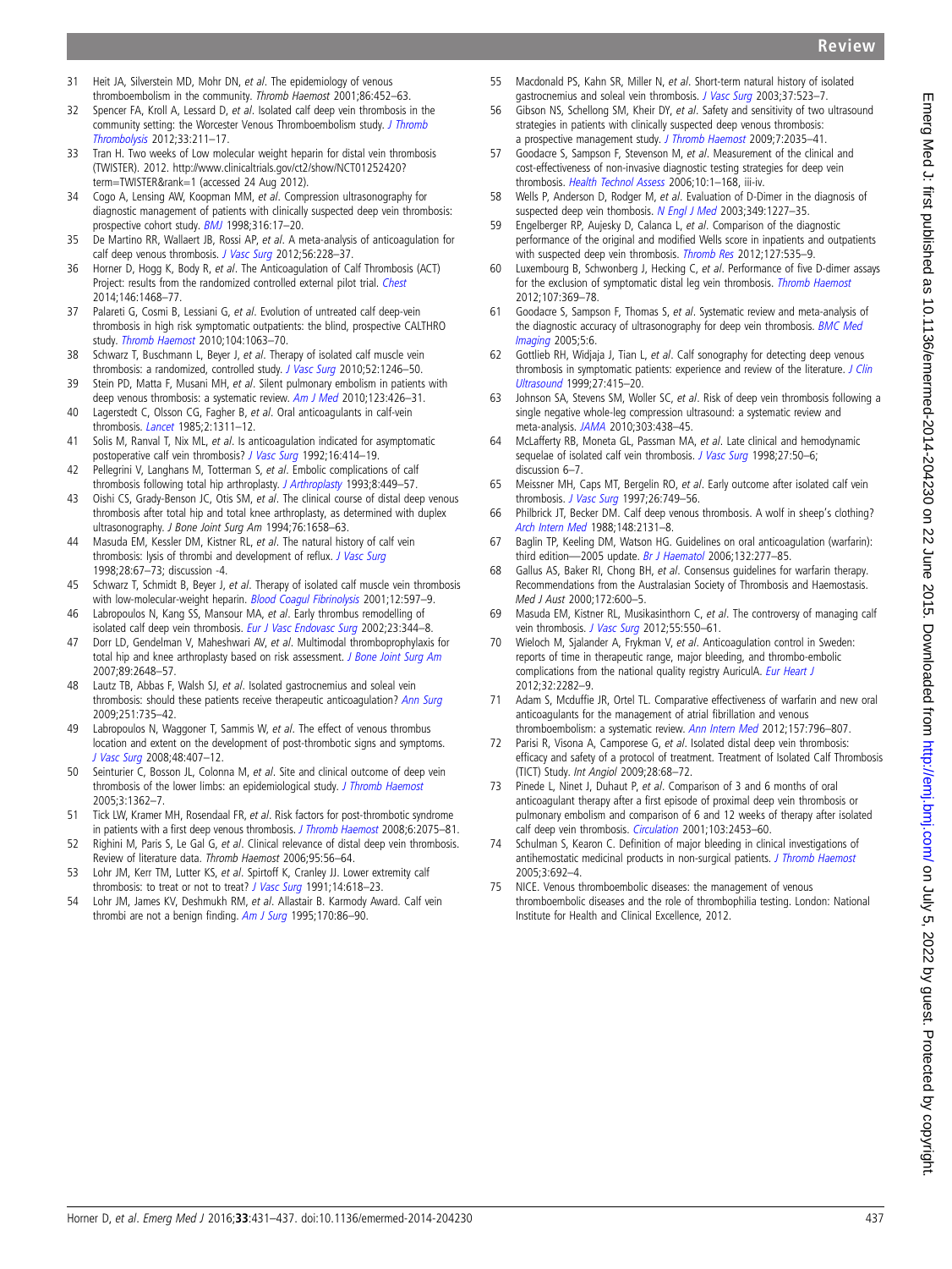31 Heit JA, Silverstein MD, Mohr DN, *et al*. The epidemiology of venous thromboembolism in the community. *Thromb Haemost* 2001;86:452–63.

32 Spencer FA, Kroll A, Lessard D, *et al*. Isolated calf deep vein thrombosis in the community setting: the Worcester Venous Thromboembolism study. *J Thromb Thrombolysis* 2012;33:211–17.

33 Tran H. Two weeks of Low molecular weight heparin for distal vein thrombosis (TWISTER). 2012. http://www.clinicaltrials.gov/ct2/show/NCT01252420?term=TWISTER&rank=1 (accessed 24 Aug 2012).

34 Cogo A, Lensing AW, Koopman MM, *et al*. Compression ultrasonography for diagnostic management of patients with clinically suspected deep vein thrombosis: prospective cohort study. *BMJ* 1998;316:17–20.

35 De Martino RR, Wallaert JB, Rossi AP, *et al*. A meta-analysis of anticoagulation for calf deep venous thrombosis. *J Vasc Surg* 2012;56:228–37.

36 Horner D, Hogg K, Body R, *et al*. The Anticoagulation of Calf Thrombosis (ACT) Project: results from the randomized controlled external pilot trial. *Chest* 2014;146:1468–77.

37 Palareti G, Cosmi B, Lessiani G, *et al*. Evolution of untreated calf deep-vein thrombosis in high risk symptomatic outpatients: the blind, prospective CALTHRO study. *Thromb Haemost* 2010;104:1063–70.

38 Schwarz T, Buschmann L, Beyer J, *et al*. Therapy of isolated calf muscle vein thrombosis: a randomized, controlled study. *J Vasc Surg* 2010;52:1246–50.

39 Stein PD, Matta F, Musani MH, *et al*. Silent pulmonary embolism in patients with deep venous thrombosis: a systematic review. *Am J Med* 2010;123:426–31.

40 Lagerstedt C, Olsson CG, Fagher B, *et al*. Oral anticoagulants in calf-vein thrombosis. *Lancet* 1985;2:1311–12.

41 Solis M, Ranval T, Nix ML, *et al*. Is anticoagulation indicated for asymptomatic postoperative calf vein thrombosis? *J Vasc Surg* 1992;16:414–19.

42 Pellegrini V, Langhans M, Totterman S, *et al*. Embolic complications of calf thrombosis following total hip arthroplasty. *J Arthroplasty* 1993;8:449–57.

43 Oishi CS, Grady-Benson JC, Otis SM, *et al*. The clinical course of distal deep venous thrombosis after total hip and total knee arthroplasty, as determined with duplex ultrasonography. *J Bone Joint Surg Am* 1994;76:1658–63.

44 Masuda EM, Kessler DM, Kistner RL, *et al*. The natural history of calf vein thrombosis: lysis of thrombi and development of reflux. *J Vasc Surg* 1998;28:67–73; discussion -4.

45 Schwarz T, Schmidt B, Beyer J, *et al*. Therapy of isolated calf muscle vein thrombosis with low-molecular-weight heparin. *Blood Coagul Fibrinolysis* 2001;12:597–9.

46 Labropoulos N, Kang SS, Mansour MA, *et al*. Early thrombus remodelling of isolated calf deep vein thrombosis. *Eur J Vasc Endovasc Surg* 2002;23:344–8.

47 Dorr LD, Gendelman V, Maheshwari AV, *et al*. Multimodal thromboprophylaxis for total hip and knee arthroplasty based on risk assessment. *J Bone Joint Surg Am* 2007;89:2648–57.

48 Lautz TB, Abbas F, Walsh SJ, *et al*. Isolated gastrocnemius and soleal vein thrombosis: should these patients receive therapeutic anticoagulation? *Ann Surg* 2009;251:735–42.

49 Labropoulos N, Waggoner T, Sammis W, *et al*. The effect of venous thrombus location and extent on the development of post-thrombotic signs and symptoms. *J Vasc Surg* 2008;48:407–12.

50 Seinturier C, Bosson JL, Colonna M, *et al*. Site and clinical outcome of deep vein thrombosis of the lower limbs: an epidemiological study. *J Thromb Haemost* 2005;3:1362–7.

51 Tick LW, Kramer MH, Rosendaal FR, *et al*. Risk factors for post-thrombotic syndrome in patients with a first deep venous thrombosis. *J Thromb Haemost* 2008;6:2075–81.

52 Righini M, Paris S, Le Gal G, *et al*. Clinical relevance of distal deep vein thrombosis. Review of literature data. *Thromb Haemost* 2006;95:56–64.

53 Lohr JM, Kerr TM, Lutter KS, *et al*. Spirtoff K, Cranley JJ. Lower extremity calf thrombosis: to treat or not to treat? *J Vasc Surg* 1991;14:618–23.

54 Lohr JM, James KV, Deshmukh RM, *et al*. Allastair B. Karmody Award. Calf vein thrombi are not a benign finding. *Am J Surg* 1995;170:86–90.

55 Macdonald PS, Kahn SR, Miller N, *et al*. Short-term natural history of isolated gastrocnemius and soleal vein thrombosis. *J Vasc Surg* 2003;37:523–7.

56 Gibson NS, Schellong SM, Kheir DY, *et al*. Safety and sensitivity of two ultrasound strategies in patients with clinically suspected deep venous thrombosis: a prospective management study. *J Thromb Haemost* 2009;7:2035–41.

57 Goodacre S, Sampson F, Stevenson M, *et al*. Measurement of the clinical and cost-effectiveness of non-invasive diagnostic testing strategies for deep vein thrombosis. *Health Technol Assess* 2006;10:1–168, iii-iv.

58 Wells P, Anderson D, Rodger M, *et al*. Evaluation of D-Dimer in the diagnosis of suspected deep vein thrombosis. *N Engl J Med* 2003;349:1227–35.

59 Engelberger RP, Aujesky D, Calanca L, *et al*. Comparison of the diagnostic performance of the original and modified Wells score in inpatients and outpatients with suspected deep vein thrombosis. *Thromb Res* 2012;127:535–9.

60 Luxembourg B, Schwonberg J, Hecking C, *et al*. Performance of five D-dimer assays for the exclusion of symptomatic distal leg vein thrombosis. *Thromb Haemost* 2012;107:369–78.

61 Goodacre S, Sampson F, Thomas S, *et al*. Systematic review and meta-analysis of the diagnostic accuracy of ultrasonography for deep vein thrombosis. *BMC Med Imaging* 2005;5:6.

62 Gottlieb RH, Widjaja J, Tian L, *et al*. Calf sonography for detecting deep venous thrombosis in symptomatic patients: experience and review of the literature. *J Clin Ultrasound* 1999;27:415–20.

63 Johnson SA, Stevens SM, Woller SC, *et al*. Risk of deep vein thrombosis following a single negative whole-leg compression ultrasound: a systematic review and meta-analysis. *JAMA* 2010;303:438–45.

64 McLafferty RB, Moneta GL, Passman MA, *et al*. Late clinical and hemodynamic sequelae of isolated calf vein thrombosis. *J Vasc Surg* 1998;27:50–6; discussion 6–7.

65 Meissner MH, Caps MT, Bergelin RO, *et al*. Early outcome after isolated calf vein thrombosis. *J Vasc Surg* 1997;26:749–56.

66 Philbrick JT, Becker DM. Calf deep venous thrombosis. A wolf in sheep's clothing? *Arch Intern Med* 1988;148:2131–8.

67 Baglin TP, Keeling DM, Watson HG. Guidelines on oral anticoagulation (warfarin): third edition—2005 update. *Br J Haematol* 2006;132:277–85.

68 Gallus AS, Baker RI, Chong BH, *et al*. Consensus guidelines for warfarin therapy. Recommendations from the Australasian Society of Thrombosis and Haemostasis. *Med J Aust* 2000;172:600–5.

69 Masuda EM, Kistner RL, Musikasinthorn C, *et al*. The controversy of managing calf vein thrombosis. *J Vasc Surg* 2012;55:550–61.

70 Wieloch M, Sjalander A, Frykman V, *et al*. Anticoagulation control in Sweden: reports of time in therapeutic range, major bleeding, and thrombo-embolic complications from the national quality registry AuriculA. *Eur Heart J* 2012;32:2282–9.

71 Adam S, Mcduffie JR, Ortel TL. Comparative effectiveness of warfarin and new oral anticoagulants for the management of atrial fibrillation and venous thromboembolism: a systematic review. *Ann Intern Med* 2012;157:796–807.

72 Parisi R, Visona A, Camporese G, *et al*. Isolated distal deep vein thrombosis: efficacy and safety of a protocol of treatment. Treatment of Isolated Calf Thrombosis (TICT) Study. *Int Angiol* 2009;28:68–72.

73 Pinede L, Ninet J, Duhaut P, *et al*. Comparison of 3 and 6 months of oral anticoagulant therapy after a first episode of proximal deep vein thrombosis or pulmonary embolism and comparison of 6 and 12 weeks of therapy after isolated calf deep vein thrombosis. *Circulation* 2001;103:2453–60.

74 Schulman S, Kearon C. Definition of major bleeding in clinical investigations of antihemostatic medicinal products in non-surgical patients. *J Thromb Haemost* 2005;3:692–4.

75 NICE. Venous thromboembolic diseases: the management of venous thromboembolic diseases and the role of thrombophilia testing. London: National Institute for Health and Clinical Excellence, 2012.